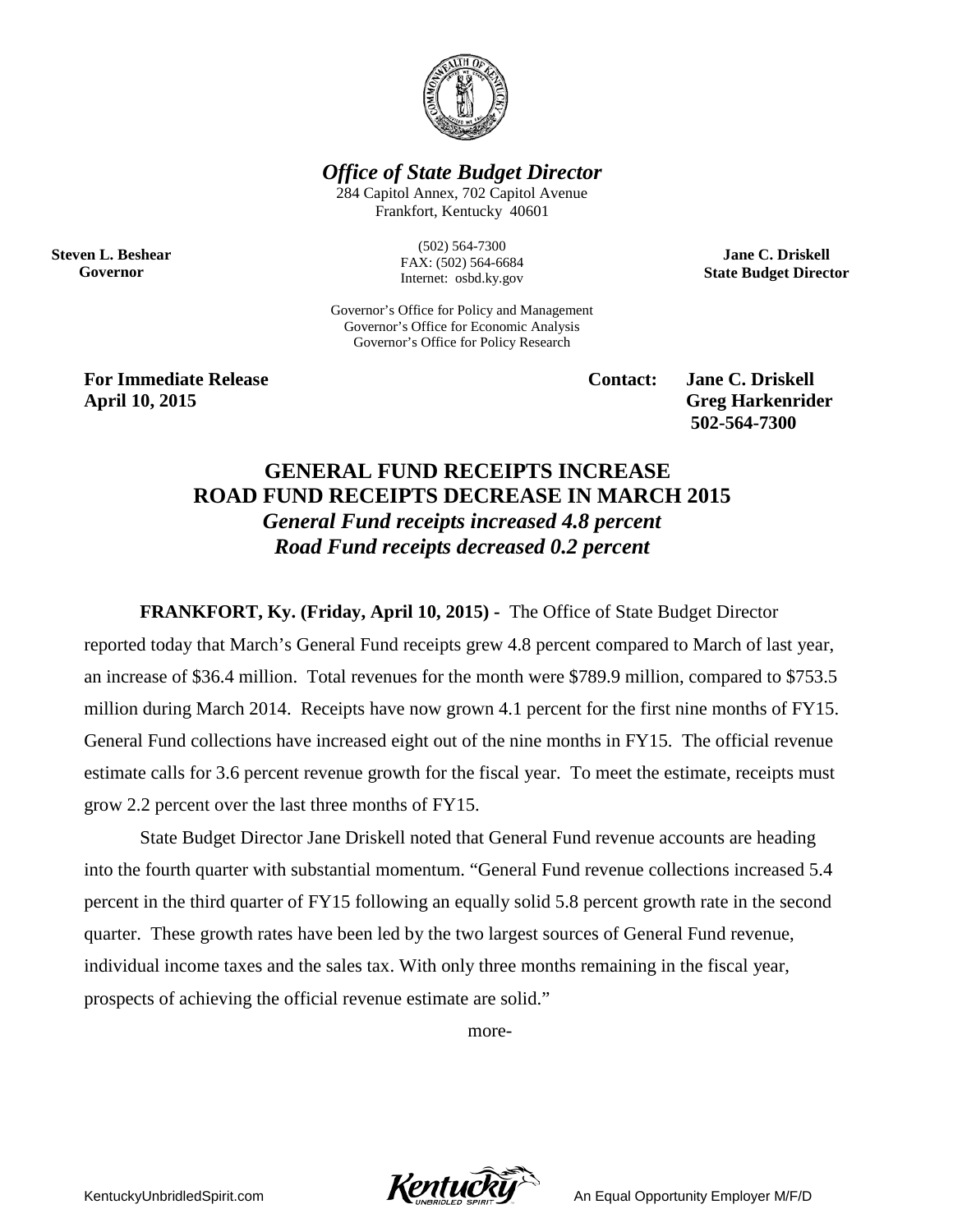# *Office of State Budget Director*

284 Capitol Annex, 702 Capitol Avenue
Frankfort, Kentucky 40601

**Steven L. Beshear**
**Governor**

(502) 564-7300
FAX: (502) 564-6684
Internet: osbd.ky.gov

**Jane C. Driskell**
**State Budget Director**

Governor's Office for Policy and Management
Governor's Office for Economic Analysis
Governor's Office for Policy Research

**For Immediate Release**
**April 10, 2015**

**Contact: Jane C. Driskell**
**Greg Harkenrider**
**502-564-7300**

## GENERAL FUND RECEIPTS INCREASE ROAD FUND RECEIPTS DECREASE IN MARCH 2015

### *General Fund receipts increased 4.8 percent*
### *Road Fund receipts decreased 0.2 percent*

**FRANKFORT, Ky. (Friday, April 10, 2015) -** The Office of State Budget Director reported today that March's General Fund receipts grew 4.8 percent compared to March of last year, an increase of $36.4 million. Total revenues for the month were $789.9 million, compared to $753.5 million during March 2014. Receipts have now grown 4.1 percent for the first nine months of FY15. General Fund collections have increased eight out of the nine months in FY15. The official revenue estimate calls for 3.6 percent revenue growth for the fiscal year. To meet the estimate, receipts must grow 2.2 percent over the last three months of FY15.

State Budget Director Jane Driskell noted that General Fund revenue accounts are heading into the fourth quarter with substantial momentum. "General Fund revenue collections increased 5.4 percent in the third quarter of FY15 following an equally solid 5.8 percent growth rate in the second quarter. These growth rates have been led by the two largest sources of General Fund revenue, individual income taxes and the sales tax. With only three months remaining in the fiscal year, prospects of achieving the official revenue estimate are solid."

more-

KentuckyUnbridledSpirit.com An Equal Opportunity Employer M/F/D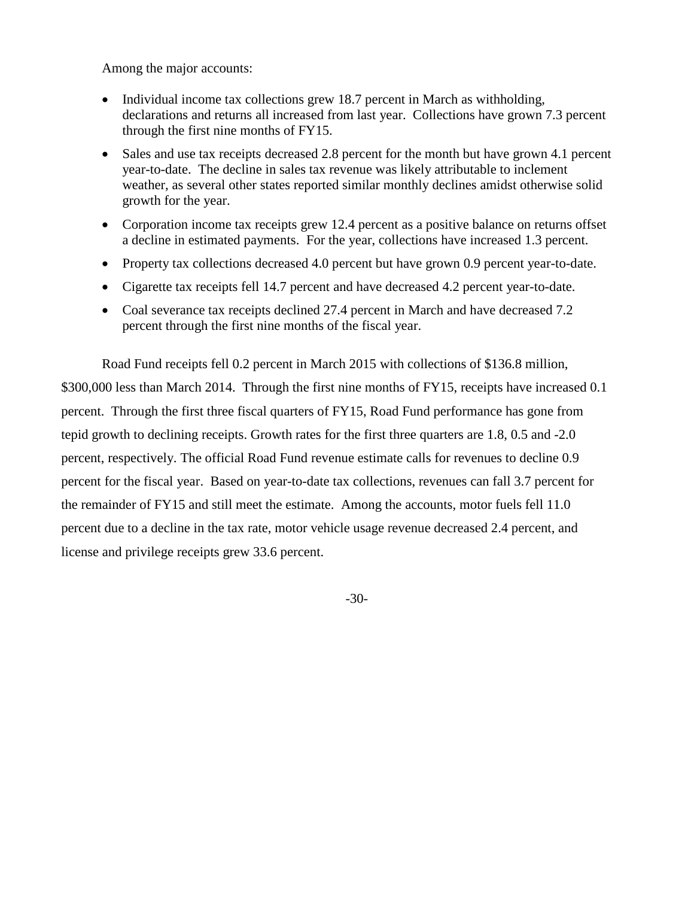Among the major accounts:

- Individual income tax collections grew 18.7 percent in March as withholding, declarations and returns all increased from last year. Collections have grown 7.3 percent through the first nine months of FY15.
- Sales and use tax receipts decreased 2.8 percent for the month but have grown 4.1 percent year-to-date. The decline in sales tax revenue was likely attributable to inclement weather, as several other states reported similar monthly declines amidst otherwise solid growth for the year.
- Corporation income tax receipts grew 12.4 percent as a positive balance on returns offset a decline in estimated payments. For the year, collections have increased 1.3 percent.
- Property tax collections decreased 4.0 percent but have grown 0.9 percent year-to-date.
- Cigarette tax receipts fell 14.7 percent and have decreased 4.2 percent year-to-date.
- Coal severance tax receipts declined 27.4 percent in March and have decreased 7.2 percent through the first nine months of the fiscal year.

Road Fund receipts fell 0.2 percent in March 2015 with collections of $136.8 million, $300,000 less than March 2014. Through the first nine months of FY15, receipts have increased 0.1 percent. Through the first three fiscal quarters of FY15, Road Fund performance has gone from tepid growth to declining receipts. Growth rates for the first three quarters are 1.8, 0.5 and -2.0 percent, respectively. The official Road Fund revenue estimate calls for revenues to decline 0.9 percent for the fiscal year. Based on year-to-date tax collections, revenues can fall 3.7 percent for the remainder of FY15 and still meet the estimate. Among the accounts, motor fuels fell 11.0 percent due to a decline in the tax rate, motor vehicle usage revenue decreased 2.4 percent, and license and privilege receipts grew 33.6 percent.

-30-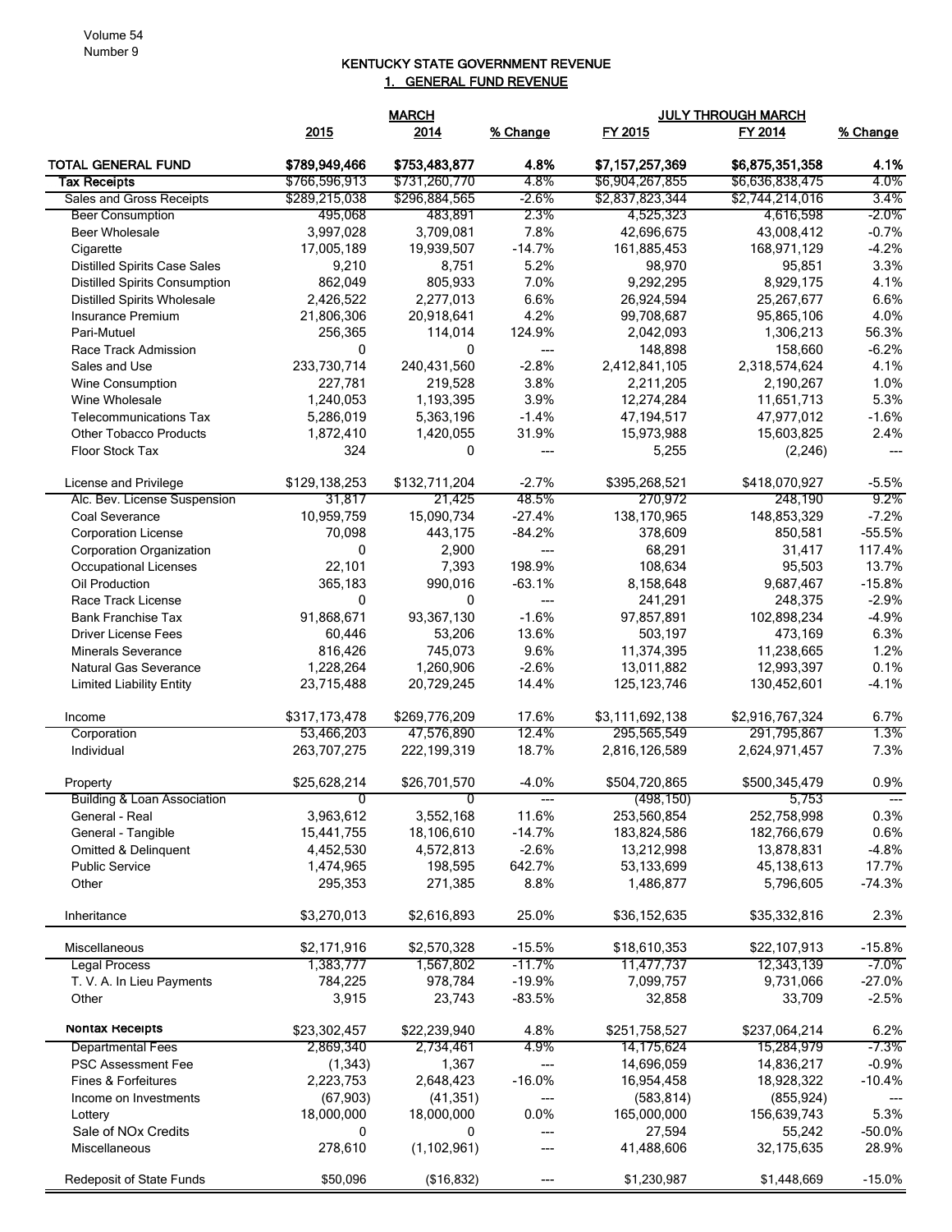Volume 54
Number 9

## KENTUCKY STATE GOVERNMENT REVENUE

### 1. GENERAL FUND REVENUE

| | MARCH | | | JULY THROUGH MARCH | | |
|---|---|---|---|---|---|---|
| | 2015 | 2014 | % Change | FY 2015 | FY 2014 | % Change |
| **TOTAL GENERAL FUND** | **$789,949,466** | **$753,483,877** | **4.8%** | **$7,157,257,369** | **$6,875,351,358** | **4.1%** |
| **Tax Receipts** | $766,596,913 | $731,260,770 | 4.8% | $6,904,267,855 | $6,636,838,475 | 4.0% |
| Sales and Gross Receipts | $289,215,038 | $296,884,565 | -2.6% | $2,837,823,344 | $2,744,214,016 | 3.4% |
| Beer Consumption | 495,068 | 483,891 | 2.3% | 4,525,323 | 4,616,598 | -2.0% |
| Beer Wholesale | 3,997,028 | 3,709,081 | 7.8% | 42,696,675 | 43,008,412 | -0.7% |
| Cigarette | 17,005,189 | 19,939,507 | -14.7% | 161,885,453 | 168,971,129 | -4.2% |
| Distilled Spirits Case Sales | 9,210 | 8,751 | 5.2% | 98,970 | 95,851 | 3.3% |
| Distilled Spirits Consumption | 862,049 | 805,933 | 7.0% | 9,292,295 | 8,929,175 | 4.1% |
| Distilled Spirits Wholesale | 2,426,522 | 2,277,013 | 6.6% | 26,924,594 | 25,267,677 | 6.6% |
| Insurance Premium | 21,806,306 | 20,918,641 | 4.2% | 99,708,687 | 95,865,106 | 4.0% |
| Pari-Mutuel | 256,365 | 114,014 | 124.9% | 2,042,093 | 1,306,213 | 56.3% |
| Race Track Admission | 0 | 0 | --- | 148,898 | 158,660 | -6.2% |
| Sales and Use | 233,730,714 | 240,431,560 | -2.8% | 2,412,841,105 | 2,318,574,624 | 4.1% |
| Wine Consumption | 227,781 | 219,528 | 3.8% | 2,211,205 | 2,190,267 | 1.0% |
| Wine Wholesale | 1,240,053 | 1,193,395 | 3.9% | 12,274,284 | 11,651,713 | 5.3% |
| Telecommunications Tax | 5,286,019 | 5,363,196 | -1.4% | 47,194,517 | 47,977,012 | -1.6% |
| Other Tobacco Products | 1,872,410 | 1,420,055 | 31.9% | 15,973,988 | 15,603,825 | 2.4% |
| Floor Stock Tax | 324 | 0 | --- | 5,255 | (2,246) | --- |
| | | | | | | |
| License and Privilege | $129,138,253 | $132,711,204 | -2.7% | $395,268,521 | $418,070,927 | -5.5% |
| Alc. Bev. License Suspension | 31,817 | 21,425 | 48.5% | 270,972 | 248,190 | 9.2% |
| Coal Severance | 10,959,759 | 15,090,734 | -27.4% | 138,170,965 | 148,853,329 | -7.2% |
| Corporation License | 70,098 | 443,175 | -84.2% | 378,609 | 850,581 | -55.5% |
| Corporation Organization | 0 | 2,900 | --- | 68,291 | 31,417 | 117.4% |
| Occupational Licenses | 22,101 | 7,393 | 198.9% | 108,634 | 95,503 | 13.7% |
| Oil Production | 365,183 | 990,016 | -63.1% | 8,158,648 | 9,687,467 | -15.8% |
| Race Track License | 0 | 0 | --- | 241,291 | 248,375 | -2.9% |
| Bank Franchise Tax | 91,868,671 | 93,367,130 | -1.6% | 97,857,891 | 102,898,234 | -4.9% |
| Driver License Fees | 60,446 | 53,206 | 13.6% | 503,197 | 473,169 | 6.3% |
| Minerals Severance | 816,426 | 745,073 | 9.6% | 11,374,395 | 11,238,665 | 1.2% |
| Natural Gas Severance | 1,228,264 | 1,260,906 | -2.6% | 13,011,882 | 12,993,397 | 0.1% |
| Limited Liability Entity | 23,715,488 | 20,729,245 | 14.4% | 125,123,746 | 130,452,601 | -4.1% |
| | | | | | | |
| Income | $317,173,478 | $269,776,209 | 17.6% | $3,111,692,138 | $2,916,767,324 | 6.7% |
| Corporation | 53,466,203 | 47,576,890 | 12.4% | 295,565,549 | 291,795,867 | 1.3% |
| Individual | 263,707,275 | 222,199,319 | 18.7% | 2,816,126,589 | 2,624,971,457 | 7.3% |
| | | | | | | |
| Property | $25,628,214 | $26,701,570 | -4.0% | $504,720,865 | $500,345,479 | 0.9% |
| Building & Loan Association | 0 | 0 | --- | (498,150) | 5,753 | --- |
| General - Real | 3,963,612 | 3,552,168 | 11.6% | 253,560,854 | 252,758,998 | 0.3% |
| General - Tangible | 15,441,755 | 18,106,610 | -14.7% | 183,824,586 | 182,766,679 | 0.6% |
| Omitted & Delinquent | 4,452,530 | 4,572,813 | -2.6% | 13,212,998 | 13,878,831 | -4.8% |
| Public Service | 1,474,965 | 198,595 | 642.7% | 53,133,699 | 45,138,613 | 17.7% |
| Other | 295,353 | 271,385 | 8.8% | 1,486,877 | 5,796,605 | -74.3% |
| | | | | | | |
| Inheritance | $3,270,013 | $2,616,893 | 25.0% | $36,152,635 | $35,332,816 | 2.3% |
| | | | | | | |
| Miscellaneous | $2,171,916 | $2,570,328 | -15.5% | $18,610,353 | $22,107,913 | -15.8% |
| Legal Process | 1,383,777 | 1,567,802 | -11.7% | 11,477,737 | 12,343,139 | -7.0% |
| T. V. A. In Lieu Payments | 784,225 | 978,784 | -19.9% | 7,099,757 | 9,731,066 | -27.0% |
| Other | 3,915 | 23,743 | -83.5% | 32,858 | 33,709 | -2.5% |
| | | | | | | |
| **Nontax Receipts** | $23,302,457 | $22,239,940 | 4.8% | $251,758,527 | $237,064,214 | 6.2% |
| Departmental Fees | 2,869,340 | 2,734,461 | 4.9% | 14,175,624 | 15,284,979 | -7.3% |
| PSC Assessment Fee | (1,343) | 1,367 | --- | 14,696,059 | 14,836,217 | -0.9% |
| Fines & Forfeitures | 2,223,753 | 2,648,423 | -16.0% | 16,954,458 | 18,928,322 | -10.4% |
| Income on Investments | (67,903) | (41,351) | --- | (583,814) | (855,924) | --- |
| Lottery | 18,000,000 | 18,000,000 | 0.0% | 165,000,000 | 156,639,743 | 5.3% |
| Sale of NOx Credits | 0 | 0 | --- | 27,594 | 55,242 | -50.0% |
| Miscellaneous | 278,610 | (1,102,961) | --- | 41,488,606 | 32,175,635 | 28.9% |
| | | | | | | |
| Redeposit of State Funds | $50,096 | ($16,832) | --- | $1,230,987 | $1,448,669 | -15.0% |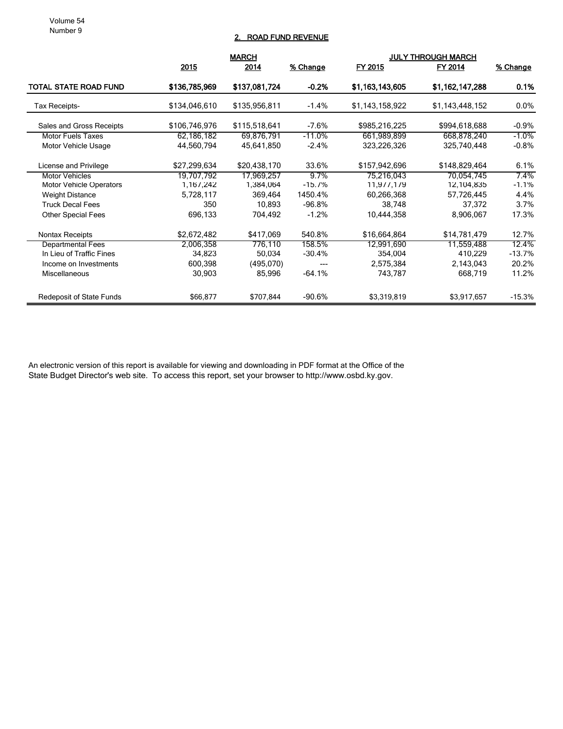## 2. ROAD FUND REVENUE

| | MARCH | | | JULY THROUGH MARCH | | |
|---|---|---|---|---|---|---|
| | 2015 | 2014 | % Change | FY 2015 | FY 2014 | % Change |
| **TOTAL STATE ROAD FUND** | **$136,785,969** | **$137,081,724** | **-0.2%** | **$1,163,143,605** | **$1,162,147,288** | **0.1%** |
| Tax Receipts- | $134,046,610 | $135,956,811 | -1.4% | $1,143,158,922 | $1,143,448,152 | 0.0% |
| Sales and Gross Receipts | $106,746,976 | $115,518,641 | -7.6% | $985,216,225 | $994,618,688 | -0.9% |
| Motor Fuels Taxes | 62,186,182 | 69,876,791 | -11.0% | 661,989,899 | 668,878,240 | -1.0% |
| Motor Vehicle Usage | 44,560,794 | 45,641,850 | -2.4% | 323,226,326 | 325,740,448 | -0.8% |
| License and Privilege | $27,299,634 | $20,438,170 | 33.6% | $157,942,696 | $148,829,464 | 6.1% |
| Motor Vehicles | 19,707,792 | 17,969,257 | 9.7% | 75,216,043 | 70,054,745 | 7.4% |
| Motor Vehicle Operators | 1,167,242 | 1,384,064 | -15.7% | 11,977,179 | 12,104,835 | -1.1% |
| Weight Distance | 5,728,117 | 369,464 | 1450.4% | 60,266,368 | 57,726,445 | 4.4% |
| Truck Decal Fees | 350 | 10,893 | -96.8% | 38,748 | 37,372 | 3.7% |
| Other Special Fees | 696,133 | 704,492 | -1.2% | 10,444,358 | 8,906,067 | 17.3% |
| Nontax Receipts | $2,672,482 | $417,069 | 540.8% | $16,664,864 | $14,781,479 | 12.7% |
| Departmental Fees | 2,006,358 | 776,110 | 158.5% | 12,991,690 | 11,559,488 | 12.4% |
| In Lieu of Traffic Fines | 34,823 | 50,034 | -30.4% | 354,004 | 410,229 | -13.7% |
| Income on Investments | 600,398 | (495,070) | --- | 2,575,384 | 2,143,043 | 20.2% |
| Miscellaneous | 30,903 | 85,996 | -64.1% | 743,787 | 668,719 | 11.2% |
| Redeposit of State Funds | $66,877 | $707,844 | -90.6% | $3,319,819 | $3,917,657 | -15.3% |

An electronic version of this report is available for viewing and downloading in PDF format at the Office of the State Budget Director's web site. To access this report, set your browser to http://www.osbd.ky.gov.